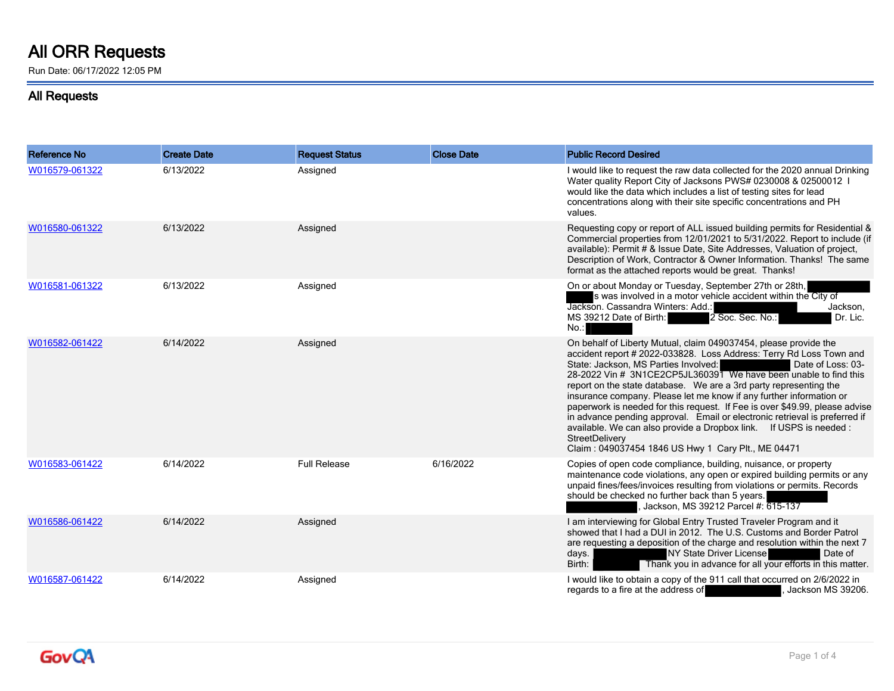# All ORR Requests

Run Date: 06/17/2022 12:05 PM

## All Requests

| Reference No | Create Date | Request Status | Close Date | Public Record Desired |
|---|---|---|---|---|
| W016579-061322 | 6/13/2022 | Assigned | | I would like to request the raw data collected for the 2020 annual Drinking Water quality Report City of Jacksons PWS# 0230008 & 02500012 I would like the data which includes a list of testing sites for lead concentrations along with their site specific concentrations and PH values. |
| W016580-061322 | 6/13/2022 | Assigned | | Requesting copy or report of ALL issued building permits for Residential & Commercial properties from 12/01/2021 to 5/31/2022. Report to include (if available): Permit # & Issue Date, Site Addresses, Valuation of project, Description of Work, Contractor & Owner Information. Thanks! The same format as the attached reports would be great. Thanks! |
| W016581-061322 | 6/13/2022 | Assigned | | On or about Monday or Tuesday, September 27th or 28th, [REDACTED] [REDACTED]s was involved in a motor vehicle accident within the City of Jackson. Cassandra Winters: Add.: [REDACTED] Jackson, MS 39212 Date of Birth: [REDACTED]2 Soc. Sec. No.: [REDACTED] Dr. Lic. No.: [REDACTED] |
| W016582-061422 | 6/14/2022 | Assigned | | On behalf of Liberty Mutual, claim 049037454, please provide the accident report # 2022-033828. Loss Address: Terry Rd Loss Town and State: Jackson, MS Parties Involved: [REDACTED] Date of Loss: 03-28-2022 Vin # 3N1CE2CP5JL360391 We have been unable to find this report on the state database. We are a 3rd party representing the insurance company. Please let me know if any further information or paperwork is needed for this request. If Fee is over $49.99, please advise in advance pending approval. Email or electronic retrieval is preferred if available. We can also provide a Dropbox link. If USPS is needed : StreetDelivery<br>Claim : 049037454 1846 US Hwy 1 Cary Plt., ME 04471 |
| W016583-061422 | 6/14/2022 | Full Release | 6/16/2022 | Copies of open code compliance, building, nuisance, or property maintenance code violations, any open or expired building permits or any unpaid fines/fees/invoices resulting from violations or permits. Records should be checked no further back than 5 years. [REDACTED] [REDACTED], Jackson, MS 39212 Parcel #: 615-137 |
| W016586-061422 | 6/14/2022 | Assigned | | I am interviewing for Global Entry Trusted Traveler Program and it showed that I had a DUI in 2012. The U.S. Customs and Border Patrol are requesting a deposition of the charge and resolution within the next 7 days. [REDACTED] NY State Driver License [REDACTED] Date of Birth: [REDACTED] Thank you in advance for all your efforts in this matter. |
| W016587-061422 | 6/14/2022 | Assigned | | I would like to obtain a copy of the 911 call that occurred on 2/6/2022 in regards to a fire at the address of [REDACTED], Jackson MS 39206. |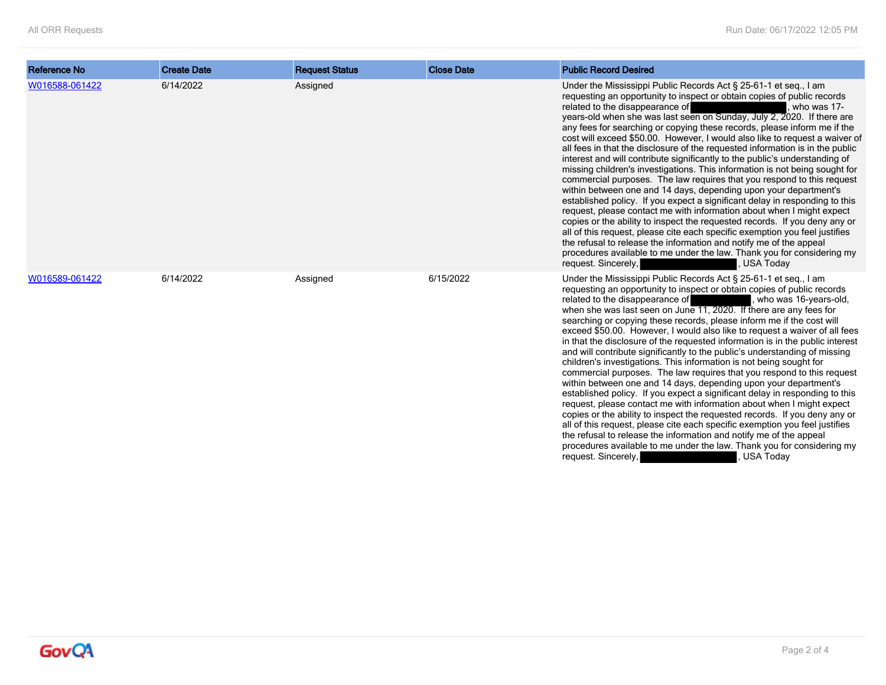| Reference No | Create Date | Request Status | Close Date | Public Record Desired |
|---|---|---|---|---|
| W016588-061422 | 6/14/2022 | Assigned | | Under the Mississippi Public Records Act § 25-61-1 et seq., I am requesting an opportunity to inspect or obtain copies of public records related to the disappearance of [REDACTED], who was 17-years-old when she was last seen on Sunday, July 2, 2020. If there are any fees for searching or copying these records, please inform me if the cost will exceed $50.00. However, I would also like to request a waiver of all fees in that the disclosure of the requested information is in the public interest and will contribute significantly to the public's understanding of missing children's investigations. This information is not being sought for commercial purposes. The law requires that you respond to this request within between one and 14 days, depending upon your department's established policy. If you expect a significant delay in responding to this request, please contact me with information about when I might expect copies or the ability to inspect the requested records. If you deny any or all of this request, please cite each specific exemption you feel justifies the refusal to release the information and notify me of the appeal procedures available to me under the law. Thank you for considering my request. Sincerely, [REDACTED], USA Today |
| W016589-061422 | 6/14/2022 | Assigned | 6/15/2022 | Under the Mississippi Public Records Act § 25-61-1 et seq., I am requesting an opportunity to inspect or obtain copies of public records related to the disappearance of [REDACTED], who was 16-years-old, when she was last seen on June 11, 2020. If there are any fees for searching or copying these records, please inform me if the cost will exceed $50.00. However, I would also like to request a waiver of all fees in that the disclosure of the requested information is in the public interest and will contribute significantly to the public's understanding of missing children's investigations. This information is not being sought for commercial purposes. The law requires that you respond to this request within between one and 14 days, depending upon your department's established policy. If you expect a significant delay in responding to this request, please contact me with information about when I might expect copies or the ability to inspect the requested records. If you deny any or all of this request, please cite each specific exemption you feel justifies the refusal to release the information and notify me of the appeal procedures available to me under the law. Thank you for considering my request. Sincerely, [REDACTED], USA Today |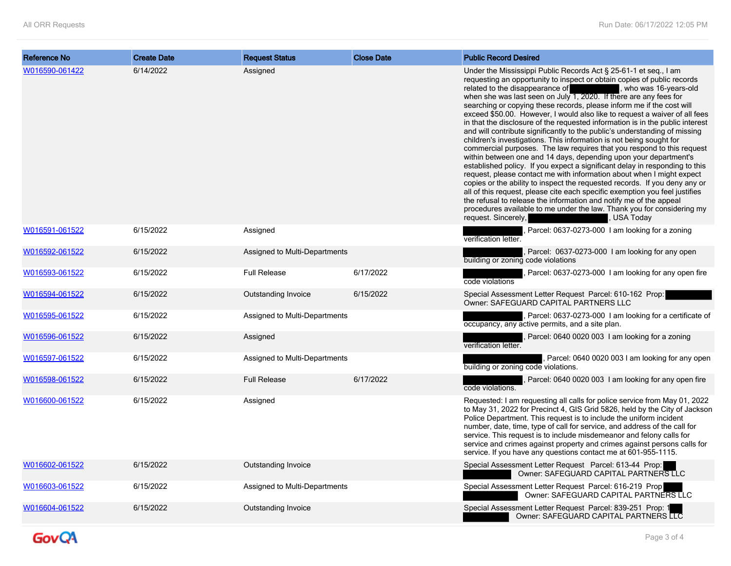| Reference No | Create Date | Request Status | Close Date | Public Record Desired |
|---|---|---|---|---|
| W016590-061422 | 6/14/2022 | Assigned | | Under the Mississippi Public Records Act § 25-61-1 et seq., I am requesting an opportunity to inspect or obtain copies of public records related to the disappearance of [redacted], who was 16-years-old when she was last seen on July 1, 2020. If there are any fees for searching or copying these records, please inform me if the cost will exceed $50.00. However, I would also like to request a waiver of all fees in that the disclosure of the requested information is in the public interest and will contribute significantly to the public's understanding of missing children's investigations. This information is not being sought for commercial purposes. The law requires that you respond to this request within between one and 14 days, depending upon your department's established policy. If you expect a significant delay in responding to this request, please contact me with information about when I might expect copies or the ability to inspect the requested records. If you deny any or all of this request, please cite each specific exemption you feel justifies the refusal to release the information and notify me of the appeal procedures available to me under the law. Thank you for considering my request. Sincerely, [redacted], USA Today |
| W016591-061522 | 6/15/2022 | Assigned | | [redacted], Parcel: 0637-0273-000 I am looking for a zoning verification letter. |
| W016592-061522 | 6/15/2022 | Assigned to Multi-Departments | | [redacted], Parcel: 0637-0273-000 I am looking for any open building or zoning code violations |
| W016593-061522 | 6/15/2022 | Full Release | 6/17/2022 | [redacted], Parcel: 0637-0273-000 I am looking for any open fire code violations |
| W016594-061522 | 6/15/2022 | Outstanding Invoice | 6/15/2022 | Special Assessment Letter Request Parcel: 610-162 Prop: [redacted] Owner: SAFEGUARD CAPITAL PARTNERS LLC |
| W016595-061522 | 6/15/2022 | Assigned to Multi-Departments | | [redacted], Parcel: 0637-0273-000 I am looking for a certificate of occupancy, any active permits, and a site plan. |
| W016596-061522 | 6/15/2022 | Assigned | | [redacted], Parcel: 0640 0020 003 I am looking for a zoning verification letter. |
| W016597-061522 | 6/15/2022 | Assigned to Multi-Departments | | [redacted], Parcel: 0640 0020 003 I am looking for any open building or zoning code violations. |
| W016598-061522 | 6/15/2022 | Full Release | 6/17/2022 | [redacted], Parcel: 0640 0020 003 I am looking for any open fire code violations. |
| W016600-061522 | 6/15/2022 | Assigned | | Requested: I am requesting all calls for police service from May 01, 2022 to May 31, 2022 for Precinct 4, GIS Grid 5826, held by the City of Jackson Police Department. This request is to include the uniform incident number, date, time, type of call for service, and address of the call for service. This request is to include misdemeanor and felony calls for service and crimes against property and crimes against persons calls for service. If you have any questions contact me at 601-955-1115. |
| W016602-061522 | 6/15/2022 | Outstanding Invoice | | Special Assessment Letter Request Parcel: 613-44 Prop: [redacted] Owner: SAFEGUARD CAPITAL PARTNERS LLC |
| W016603-061522 | 6/15/2022 | Assigned to Multi-Departments | | Special Assessment Letter Request Parcel: 616-219 Prop [redacted] Owner: SAFEGUARD CAPITAL PARTNERS LLC |
| W016604-061522 | 6/15/2022 | Outstanding Invoice | | Special Assessment Letter Request Parcel: 839-251 Prop: 1[redacted] Owner: SAFEGUARD CAPITAL PARTNERS LLC |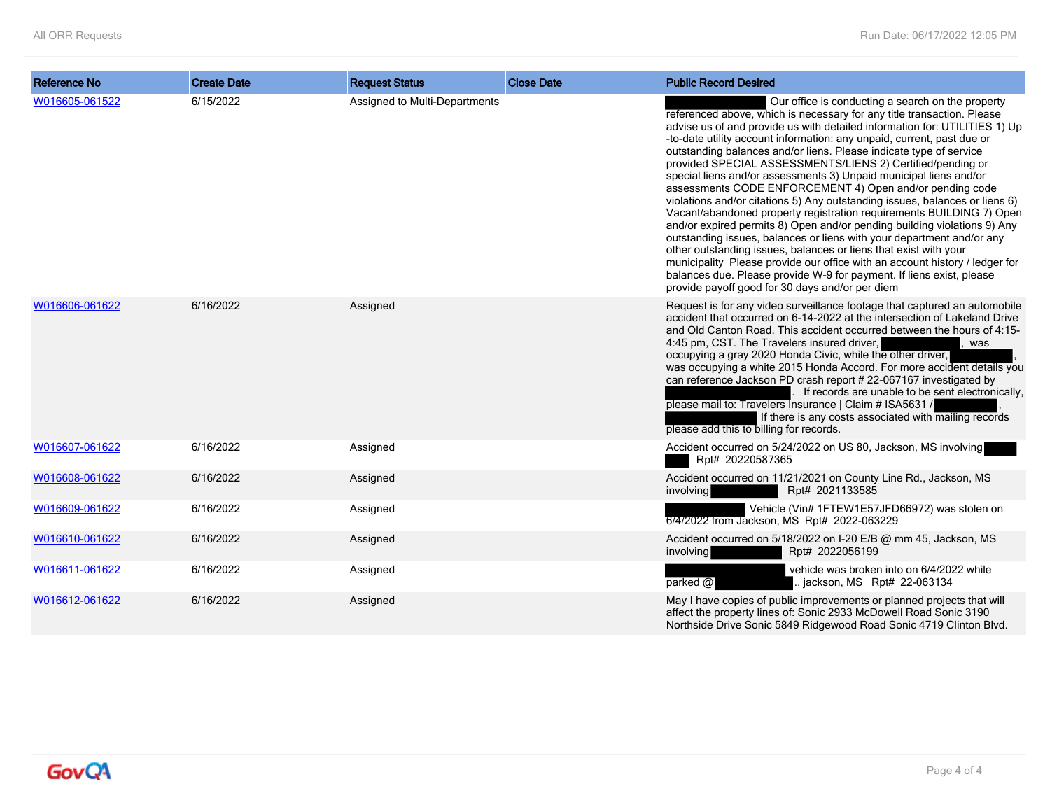| Reference No | Create Date | Request Status | Close Date | Public Record Desired |
|---|---|---|---|---|
| W016605-061522 | 6/15/2022 | Assigned to Multi-Departments | | Our office is conducting a search on the property referenced above, which is necessary for any title transaction. Please advise us of and provide us with detailed information for: UTILITIES 1) Up-to-date utility account information: any unpaid, current, past due or outstanding balances and/or liens. Please indicate type of service provided SPECIAL ASSESSMENTS/LIENS 2) Certified/pending or special liens and/or assessments 3) Unpaid municipal liens and/or assessments CODE ENFORCEMENT 4) Open and/or pending code violations and/or citations 5) Any outstanding issues, balances or liens 6) Vacant/abandoned property registration requirements BUILDING 7) Open and/or expired permits 8) Open and/or pending building violations 9) Any outstanding issues, balances or liens with your department and/or any other outstanding issues, balances or liens that exist with your municipality Please provide our office with an account history / ledger for balances due. Please provide W-9 for payment. If liens exist, please provide payoff good for 30 days and/or per diem |
| W016606-061622 | 6/16/2022 | Assigned | | Request is for any video surveillance footage that captured an automobile accident that occurred on 6-14-2022 at the intersection of Lakeland Drive and Old Canton Road. This accident occurred between the hours of 4:15-4:45 pm, CST. The Travelers insured driver, , was occupying a gray 2020 Honda Civic, while the other driver, , was occupying a white 2015 Honda Accord. For more accident details you can reference Jackson PD crash report # 22-067167 investigated by . If records are unable to be sent electronically, please mail to: Travelers Insurance \| Claim # ISA5631 / , If there is any costs associated with mailing records please add this to billing for records. |
| W016607-061622 | 6/16/2022 | Assigned | | Accident occurred on 5/24/2022 on US 80, Jackson, MS involving Rpt# 20220587365 |
| W016608-061622 | 6/16/2022 | Assigned | | Accident occurred on 11/21/2021 on County Line Rd., Jackson, MS involving Rpt# 2021133585 |
| W016609-061622 | 6/16/2022 | Assigned | | Vehicle (Vin# 1FTEW1E57JFD66972) was stolen on 6/4/2022 from Jackson, MS Rpt# 2022-063229 |
| W016610-061622 | 6/16/2022 | Assigned | | Accident occurred on 5/18/2022 on I-20 E/B @ mm 45, Jackson, MS involving Rpt# 2022056199 |
| W016611-061622 | 6/16/2022 | Assigned | | vehicle was broken into on 6/4/2022 while parked @ ., jackson, MS Rpt# 22-063134 |
| W016612-061622 | 6/16/2022 | Assigned | | May I have copies of public improvements or planned projects that will affect the property lines of: Sonic 2933 McDowell Road Sonic 3190 Northside Drive Sonic 5849 Ridgewood Road Sonic 4719 Clinton Blvd. |